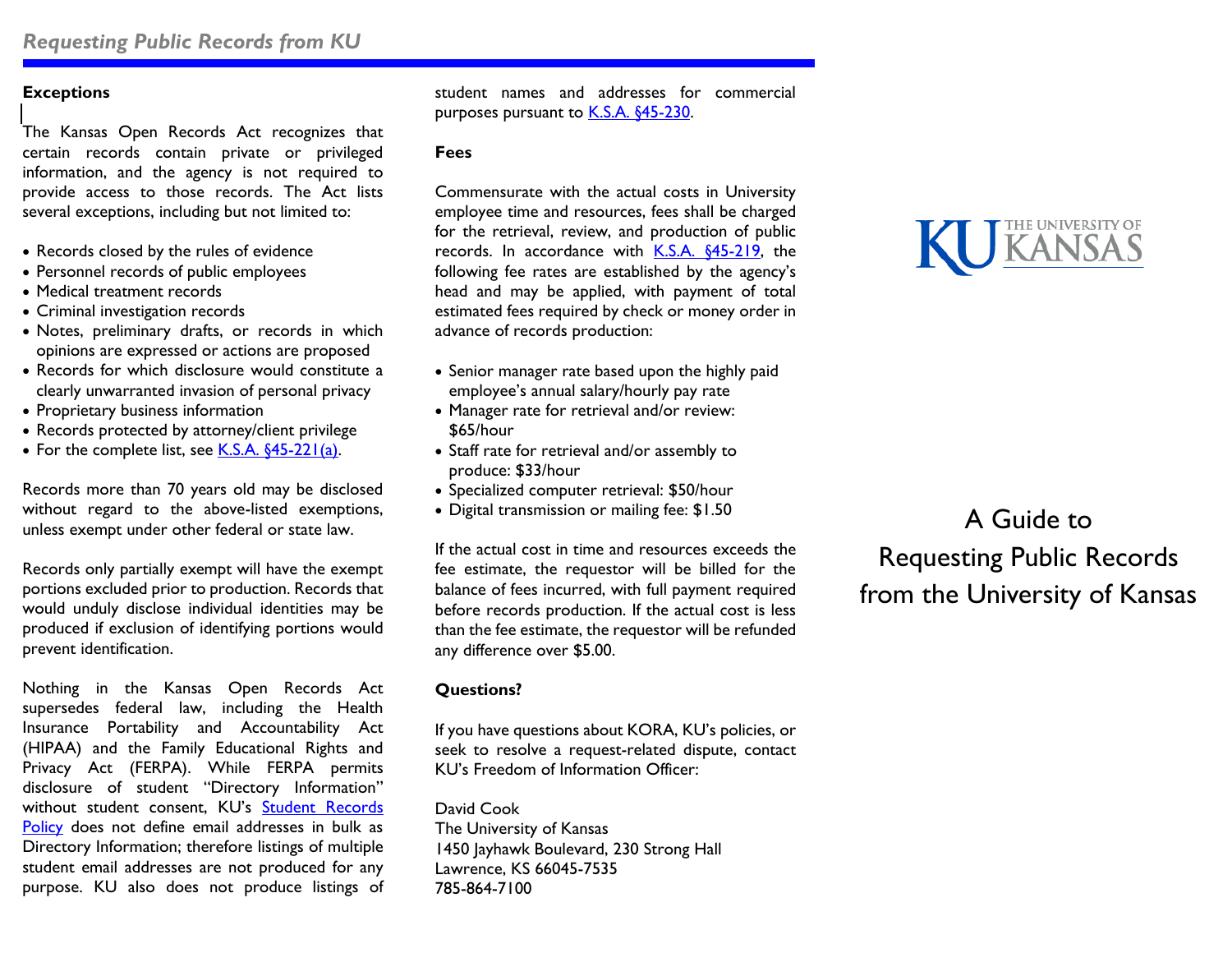## Exceptions

The Kansas Open Records Act recognizes that certain records contain private or privileged information, and the agency is not required to provide access to those records. The Act lists several exceptions, including but not limited to:

- Records closed by the rules of evidence
- Personnel records of public employees
- Medical treatment records
- Criminal investigation records
- Notes, preliminary drafts, or records in which opinions are expressed or actions are proposed
- Records for which disclosure would constitute a clearly unwarranted invasion of personal privacy
- Proprietary business information
- Records protected by attorney/client privilege
- For the complete list, see K.S.A. §45-221(a).

Records more than 70 years old may be disclosed without regard to the above-listed exemptions, unless exempt under other federal or state law.

Records only partially exempt will have the exempt portions excluded prior to production. Records that would unduly disclose individual identities may be produced if exclusion of identifying portions would prevent identification.

Nothing in the Kansas Open Records Act supersedes federal law, including the Health Insurance Portability and Accountability Act (HIPAA) and the Family Educational Rights and Privacy Act (FERPA). While FERPA permits disclosure of student "Directory Information" without student consent, KU's Student Records Policy does not define email addresses in bulk as Directory Information; therefore listings of multiple student email addresses are not produced for any purpose. KU also does not produce listings of student names and addresses for commercial purposes pursuant to K.S.A. §45-230.

## Fees

Commensurate with the actual costs in University employee time and resources, fees shall be charged for the retrieval, review, and production of public records. In accordance with K.S.A. §45-219, the following fee rates are established by the agency's head and may be applied, with payment of total estimated fees required by check or money order in advance of records production:

- Senior manager rate based upon the highly paid employee's annual salary/hourly pay rate
- Manager rate for retrieval and/or review: $65/hour
- Staff rate for retrieval and/or assembly to produce: $33/hour
- Specialized computer retrieval: $50/hour
- Digital transmission or mailing fee: $1.50

If the actual cost in time and resources exceeds the fee estimate, the requestor will be billed for the balance of fees incurred, with full payment required before records production. If the actual cost is less than the fee estimate, the requestor will be refunded any difference over $5.00.

## Questions?

If you have questions about KORA, KU's policies, or seek to resolve a request-related dispute, contact KU's Freedom of Information Officer:

David Cook
The University of Kansas
1450 Jayhawk Boulevard, 230 Strong Hall
Lawrence, KS 66045-7535
785-864-7100

KU THE UNIVERSITY OF KANSAS

# A Guide to Requesting Public Records from the University of Kansas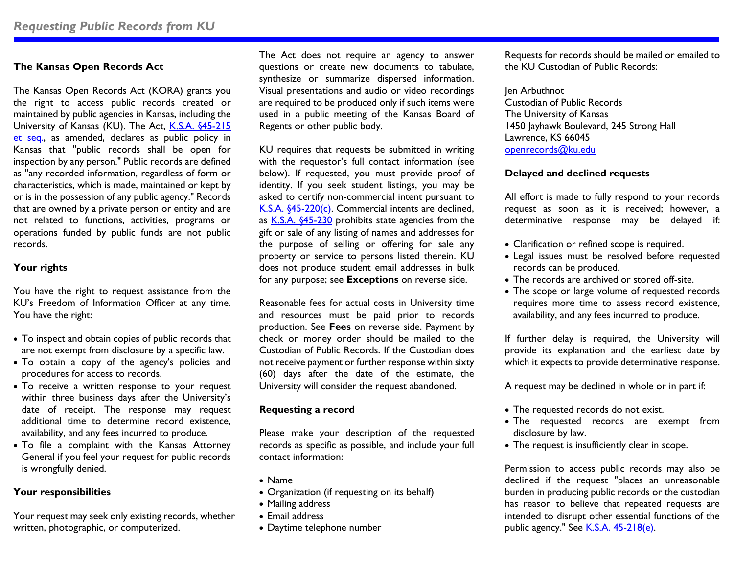## Requesting Public Records from KU

### The Kansas Open Records Act

The Kansas Open Records Act (KORA) grants you the right to access public records created or maintained by public agencies in Kansas, including the University of Kansas (KU). The Act, K.S.A. §45-215 et seq., as amended, declares as public policy in Kansas that "public records shall be open for inspection by any person." Public records are defined as "any recorded information, regardless of form or characteristics, which is made, maintained or kept by or is in the possession of any public agency." Records that are owned by a private person or entity and are not related to functions, activities, programs or operations funded by public funds are not public records.

### Your rights

You have the right to request assistance from the KU's Freedom of Information Officer at any time. You have the right:

- To inspect and obtain copies of public records that are not exempt from disclosure by a specific law.
- To obtain a copy of the agency's policies and procedures for access to records.
- To receive a written response to your request within three business days after the University's date of receipt. The response may request additional time to determine record existence, availability, and any fees incurred to produce.
- To file a complaint with the Kansas Attorney General if you feel your request for public records is wrongfully denied.

### Your responsibilities

Your request may seek only existing records, whether written, photographic, or computerized.

The Act does not require an agency to answer questions or create new documents to tabulate, synthesize or summarize dispersed information. Visual presentations and audio or video recordings are required to be produced only if such items were used in a public meeting of the Kansas Board of Regents or other public body.

KU requires that requests be submitted in writing with the requestor's full contact information (see below). If requested, you must provide proof of identity. If you seek student listings, you may be asked to certify non-commercial intent pursuant to K.S.A. §45-220(c). Commercial intents are declined, as K.S.A. §45-230 prohibits state agencies from the gift or sale of any listing of names and addresses for the purpose of selling or offering for sale any property or service to persons listed therein. KU does not produce student email addresses in bulk for any purpose; see **Exceptions** on reverse side.

Reasonable fees for actual costs in University time and resources must be paid prior to records production. See **Fees** on reverse side. Payment by check or money order should be mailed to the Custodian of Public Records. If the Custodian does not receive payment or further response within sixty (60) days after the date of the estimate, the University will consider the request abandoned.

### Requesting a record

Please make your description of the requested records as specific as possible, and include your full contact information:

- Name
- Organization (if requesting on its behalf)
- Mailing address
- Email address
- Daytime telephone number

Requests for records should be mailed or emailed to the KU Custodian of Public Records:

Jen Arbuthnot
Custodian of Public Records
The University of Kansas
1450 Jayhawk Boulevard, 245 Strong Hall
Lawrence, KS 66045
openrecords@ku.edu

### Delayed and declined requests

All effort is made to fully respond to your records request as soon as it is received; however, a determinative response may be delayed if:

- Clarification or refined scope is required.
- Legal issues must be resolved before requested records can be produced.
- The records are archived or stored off-site.
- The scope or large volume of requested records requires more time to assess record existence, availability, and any fees incurred to produce.

If further delay is required, the University will provide its explanation and the earliest date by which it expects to provide determinative response.

A request may be declined in whole or in part if:

- The requested records do not exist.
- The requested records are exempt from disclosure by law.
- The request is insufficiently clear in scope.

Permission to access public records may also be declined if the request "places an unreasonable burden in producing public records or the custodian has reason to believe that repeated requests are intended to disrupt other essential functions of the public agency." See K.S.A. 45-218(e).